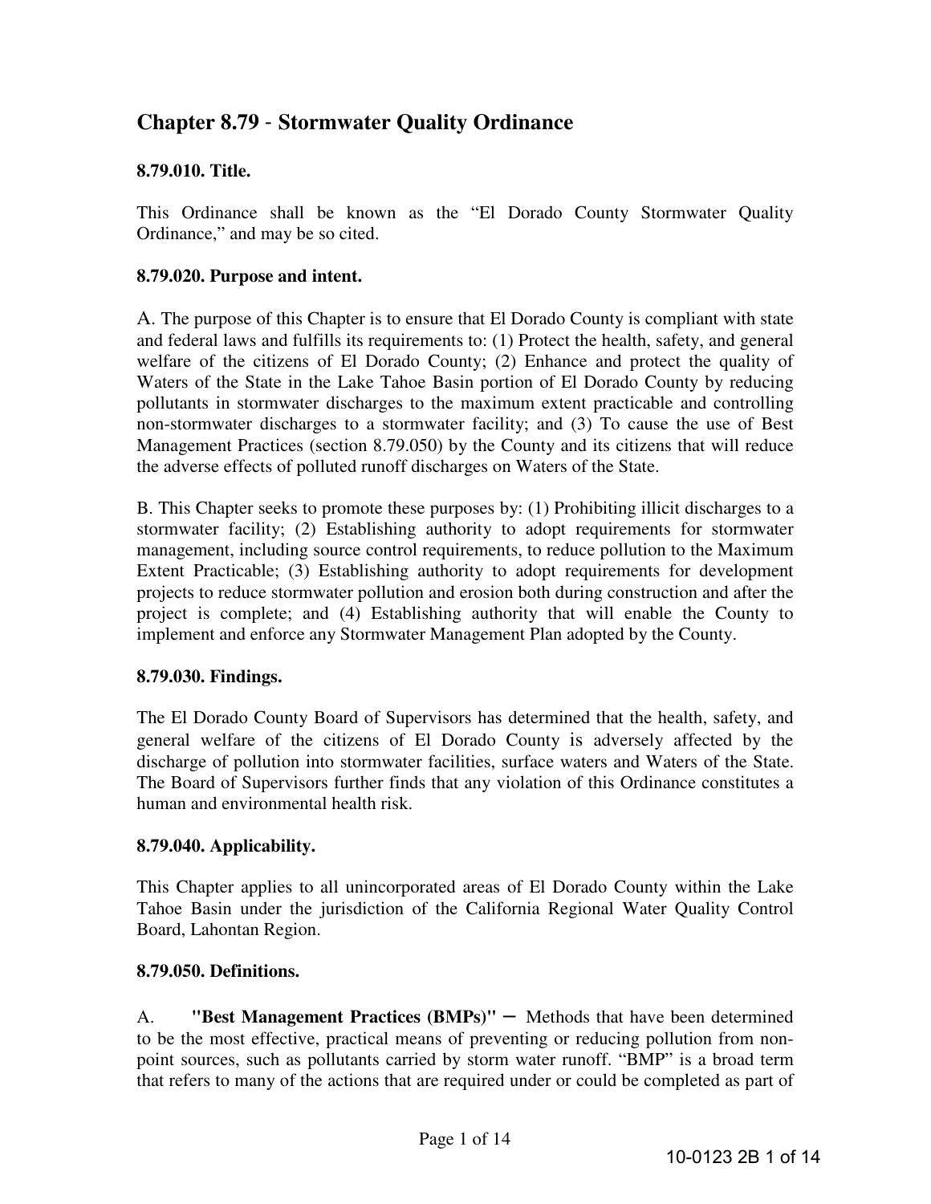# Chapter 8.79 - Stormwater Quality Ordinance

### 8.79.010. Title.

This Ordinance shall be known as the "El Dorado County Stormwater Quality Ordinance," and may be so cited.

### 8.79.020. Purpose and intent.

A. The purpose of this Chapter is to ensure that El Dorado County is compliant with state and federal laws and fulfills its requirements to: (1) Protect the health, safety, and general welfare of the citizens of El Dorado County; (2) Enhance and protect the quality of Waters of the State in the Lake Tahoe Basin portion of El Dorado County by reducing pollutants in stormwater discharges to the maximum extent practicable and controlling non-stormwater discharges to a stormwater facility; and (3) To cause the use of Best Management Practices (section 8.79.050) by the County and its citizens that will reduce the adverse effects of polluted runoff discharges on Waters of the State.

B. This Chapter seeks to promote these purposes by: (1) Prohibiting illicit discharges to a stormwater facility; (2) Establishing authority to adopt requirements for stormwater management, including source control requirements, to reduce pollution to the Maximum Extent Practicable; (3) Establishing authority to adopt requirements for development projects to reduce stormwater pollution and erosion both during construction and after the project is complete; and (4) Establishing authority that will enable the County to implement and enforce any Stormwater Management Plan adopted by the County.

### 8.79.030. Findings.

The El Dorado County Board of Supervisors has determined that the health, safety, and general welfare of the citizens of El Dorado County is adversely affected by the discharge of pollution into stormwater facilities, surface waters and Waters of the State. The Board of Supervisors further finds that any violation of this Ordinance constitutes a human and environmental health risk.

### 8.79.040. Applicability.

This Chapter applies to all unincorporated areas of El Dorado County within the Lake Tahoe Basin under the jurisdiction of the California Regional Water Quality Control Board, Lahontan Region.

### 8.79.050. Definitions.

A. **"Best Management Practices (BMPs)"** – Methods that have been determined to be the most effective, practical means of preventing or reducing pollution from non-point sources, such as pollutants carried by storm water runoff. "BMP" is a broad term that refers to many of the actions that are required under or could be completed as part of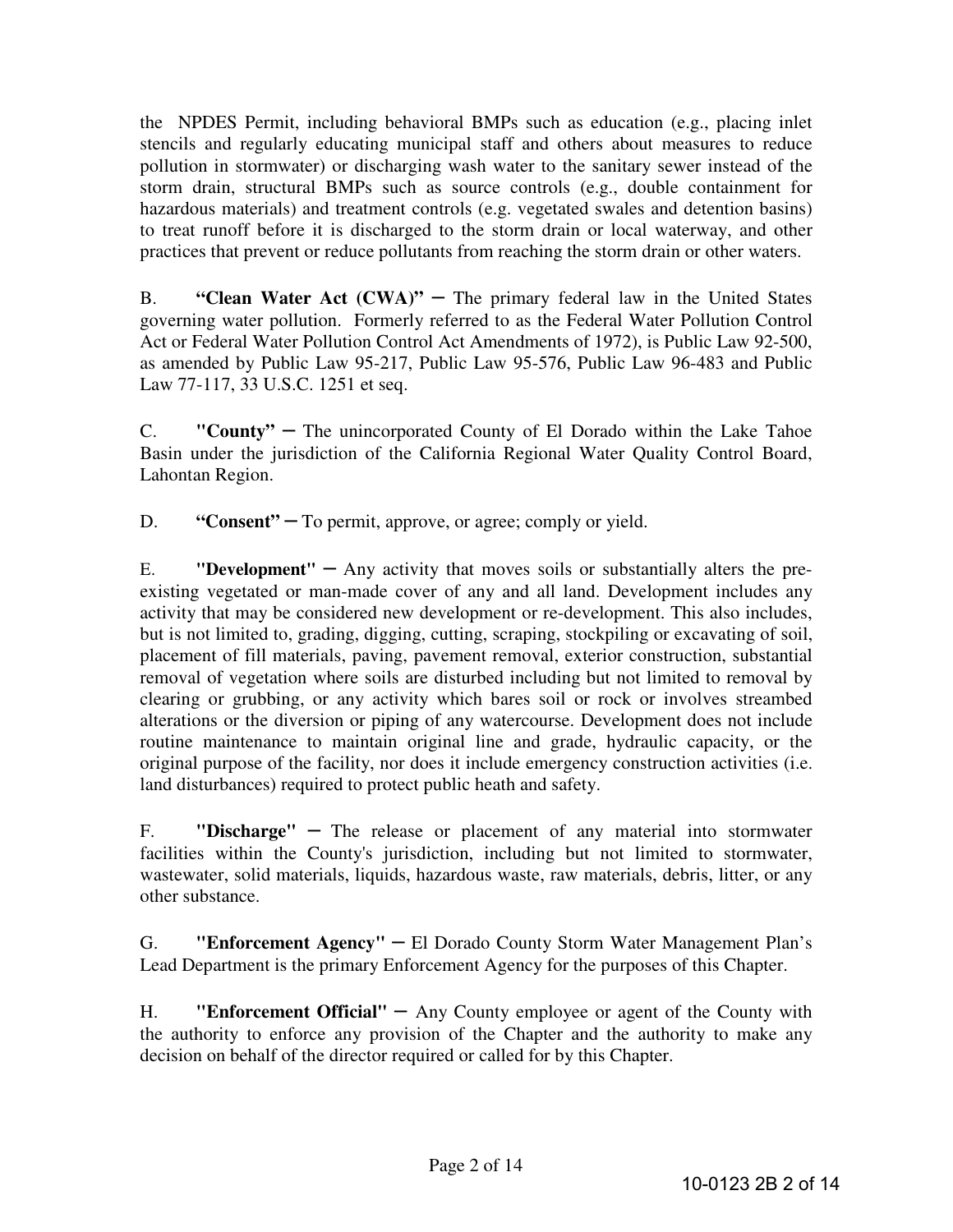the NPDES Permit, including behavioral BMPs such as education (e.g., placing inlet stencils and regularly educating municipal staff and others about measures to reduce pollution in stormwater) or discharging wash water to the sanitary sewer instead of the storm drain, structural BMPs such as source controls (e.g., double containment for hazardous materials) and treatment controls (e.g. vegetated swales and detention basins) to treat runoff before it is discharged to the storm drain or local waterway, and other practices that prevent or reduce pollutants from reaching the storm drain or other waters.

B. **"Clean Water Act (CWA)"** – The primary federal law in the United States governing water pollution. Formerly referred to as the Federal Water Pollution Control Act or Federal Water Pollution Control Act Amendments of 1972), is Public Law 92-500, as amended by Public Law 95-217, Public Law 95-576, Public Law 96-483 and Public Law 77-117, 33 U.S.C. 1251 et seq.

C. **"County"** – The unincorporated County of El Dorado within the Lake Tahoe Basin under the jurisdiction of the California Regional Water Quality Control Board, Lahontan Region.

D. **"Consent"** – To permit, approve, or agree; comply or yield.

E. **"Development"** – Any activity that moves soils or substantially alters the pre-existing vegetated or man-made cover of any and all land. Development includes any activity that may be considered new development or re-development. This also includes, but is not limited to, grading, digging, cutting, scraping, stockpiling or excavating of soil, placement of fill materials, paving, pavement removal, exterior construction, substantial removal of vegetation where soils are disturbed including but not limited to removal by clearing or grubbing, or any activity which bares soil or rock or involves streambed alterations or the diversion or piping of any watercourse. Development does not include routine maintenance to maintain original line and grade, hydraulic capacity, or the original purpose of the facility, nor does it include emergency construction activities (i.e. land disturbances) required to protect public heath and safety.

F. **"Discharge"** – The release or placement of any material into stormwater facilities within the County's jurisdiction, including but not limited to stormwater, wastewater, solid materials, liquids, hazardous waste, raw materials, debris, litter, or any other substance.

G. **"Enforcement Agency"** – El Dorado County Storm Water Management Plan's Lead Department is the primary Enforcement Agency for the purposes of this Chapter.

H. **"Enforcement Official"** – Any County employee or agent of the County with the authority to enforce any provision of the Chapter and the authority to make any decision on behalf of the director required or called for by this Chapter.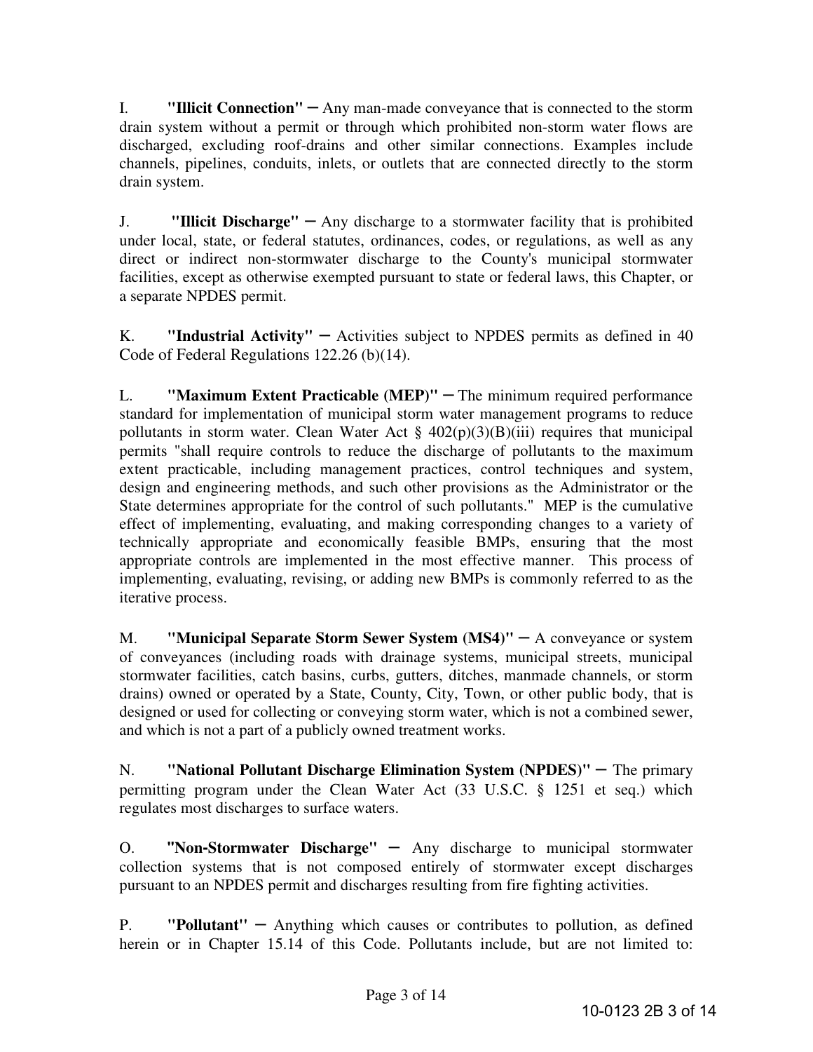I. **"Illicit Connection"** ─ Any man-made conveyance that is connected to the storm drain system without a permit or through which prohibited non-storm water flows are discharged, excluding roof-drains and other similar connections. Examples include channels, pipelines, conduits, inlets, or outlets that are connected directly to the storm drain system.

J. **"Illicit Discharge"** ─ Any discharge to a stormwater facility that is prohibited under local, state, or federal statutes, ordinances, codes, or regulations, as well as any direct or indirect non-stormwater discharge to the County's municipal stormwater facilities, except as otherwise exempted pursuant to state or federal laws, this Chapter, or a separate NPDES permit.

K. **"Industrial Activity"** ─ Activities subject to NPDES permits as defined in 40 Code of Federal Regulations 122.26 (b)(14).

L. **"Maximum Extent Practicable (MEP)"** ─ The minimum required performance standard for implementation of municipal storm water management programs to reduce pollutants in storm water. Clean Water Act § 402(p)(3)(B)(iii) requires that municipal permits "shall require controls to reduce the discharge of pollutants to the maximum extent practicable, including management practices, control techniques and system, design and engineering methods, and such other provisions as the Administrator or the State determines appropriate for the control of such pollutants." MEP is the cumulative effect of implementing, evaluating, and making corresponding changes to a variety of technically appropriate and economically feasible BMPs, ensuring that the most appropriate controls are implemented in the most effective manner. This process of implementing, evaluating, revising, or adding new BMPs is commonly referred to as the iterative process.

M. **"Municipal Separate Storm Sewer System (MS4)"** ─ A conveyance or system of conveyances (including roads with drainage systems, municipal streets, municipal stormwater facilities, catch basins, curbs, gutters, ditches, manmade channels, or storm drains) owned or operated by a State, County, City, Town, or other public body, that is designed or used for collecting or conveying storm water, which is not a combined sewer, and which is not a part of a publicly owned treatment works.

N. **"National Pollutant Discharge Elimination System (NPDES)"** ─ The primary permitting program under the Clean Water Act (33 U.S.C. § 1251 et seq.) which regulates most discharges to surface waters.

O. **"Non-Stormwater Discharge"** ─ Any discharge to municipal stormwater collection systems that is not composed entirely of stormwater except discharges pursuant to an NPDES permit and discharges resulting from fire fighting activities.

P. **"Pollutant"** ─ Anything which causes or contributes to pollution, as defined herein or in Chapter 15.14 of this Code. Pollutants include, but are not limited to: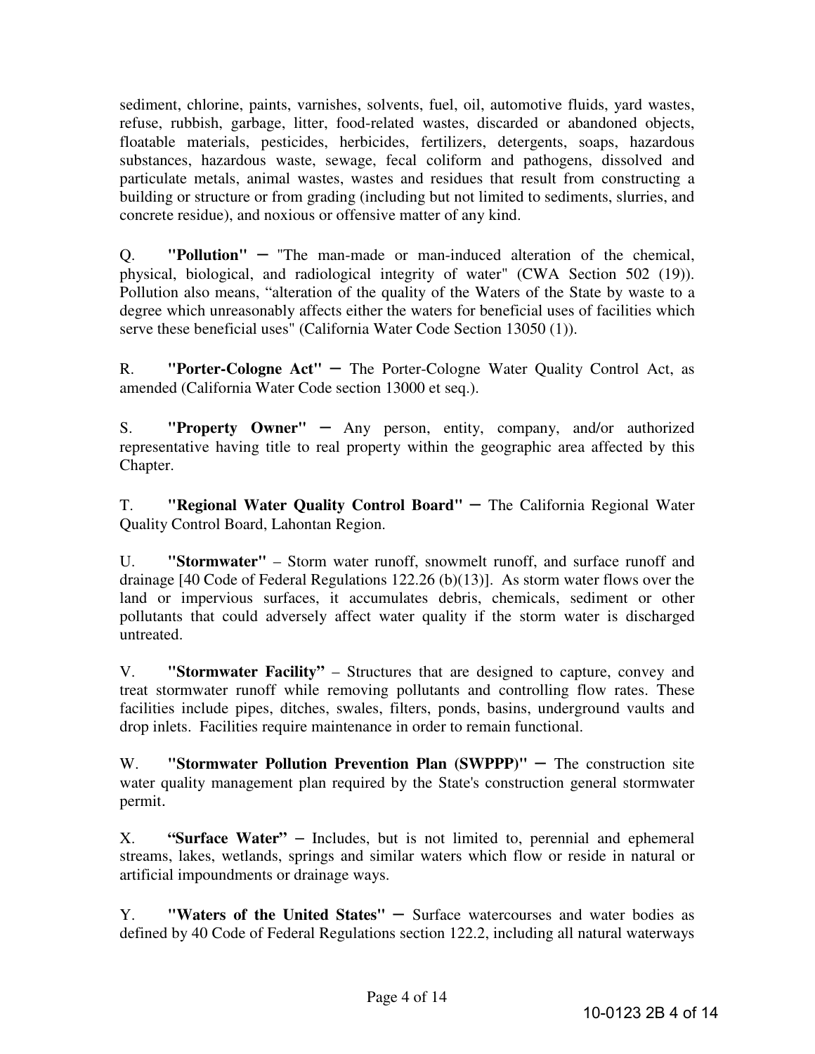sediment, chlorine, paints, varnishes, solvents, fuel, oil, automotive fluids, yard wastes, refuse, rubbish, garbage, litter, food-related wastes, discarded or abandoned objects, floatable materials, pesticides, herbicides, fertilizers, detergents, soaps, hazardous substances, hazardous waste, sewage, fecal coliform and pathogens, dissolved and particulate metals, animal wastes, wastes and residues that result from constructing a building or structure or from grading (including but not limited to sediments, slurries, and concrete residue), and noxious or offensive matter of any kind.

Q. **"Pollution"** – "The man-made or man-induced alteration of the chemical, physical, biological, and radiological integrity of water" (CWA Section 502 (19)). Pollution also means, "alteration of the quality of the Waters of the State by waste to a degree which unreasonably affects either the waters for beneficial uses of facilities which serve these beneficial uses" (California Water Code Section 13050 (1)).

R. **"Porter-Cologne Act"** – The Porter-Cologne Water Quality Control Act, as amended (California Water Code section 13000 et seq.).

S. **"Property Owner"** – Any person, entity, company, and/or authorized representative having title to real property within the geographic area affected by this Chapter.

T. **"Regional Water Quality Control Board"** – The California Regional Water Quality Control Board, Lahontan Region.

U. **"Stormwater"** – Storm water runoff, snowmelt runoff, and surface runoff and drainage [40 Code of Federal Regulations 122.26 (b)(13)]. As storm water flows over the land or impervious surfaces, it accumulates debris, chemicals, sediment or other pollutants that could adversely affect water quality if the storm water is discharged untreated.

V. **"Stormwater Facility"** – Structures that are designed to capture, convey and treat stormwater runoff while removing pollutants and controlling flow rates. These facilities include pipes, ditches, swales, filters, ponds, basins, underground vaults and drop inlets. Facilities require maintenance in order to remain functional.

W. **"Stormwater Pollution Prevention Plan (SWPPP)"** – The construction site water quality management plan required by the State's construction general stormwater permit.

X. **"Surface Water"** – Includes, but is not limited to, perennial and ephemeral streams, lakes, wetlands, springs and similar waters which flow or reside in natural or artificial impoundments or drainage ways.

Y. **"Waters of the United States"** – Surface watercourses and water bodies as defined by 40 Code of Federal Regulations section 122.2, including all natural waterways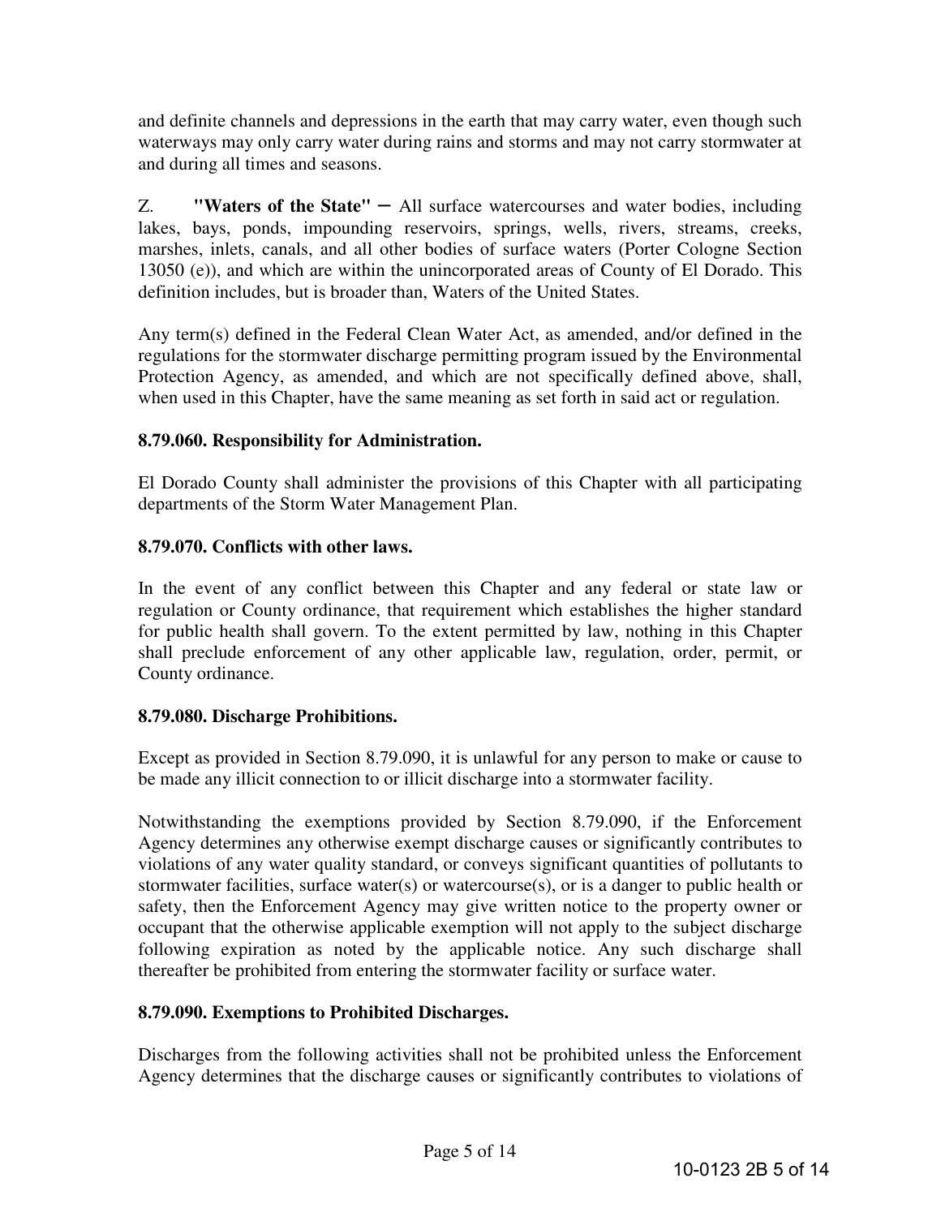and definite channels and depressions in the earth that may carry water, even though such waterways may only carry water during rains and storms and may not carry stormwater at and during all times and seasons.

Z. **"Waters of the State"** – All surface watercourses and water bodies, including lakes, bays, ponds, impounding reservoirs, springs, wells, rivers, streams, creeks, marshes, inlets, canals, and all other bodies of surface waters (Porter Cologne Section 13050 (e)), and which are within the unincorporated areas of County of El Dorado. This definition includes, but is broader than, Waters of the United States.

Any term(s) defined in the Federal Clean Water Act, as amended, and/or defined in the regulations for the stormwater discharge permitting program issued by the Environmental Protection Agency, as amended, and which are not specifically defined above, shall, when used in this Chapter, have the same meaning as set forth in said act or regulation.

**8.79.060. Responsibility for Administration.**

El Dorado County shall administer the provisions of this Chapter with all participating departments of the Storm Water Management Plan.

**8.79.070. Conflicts with other laws.**

In the event of any conflict between this Chapter and any federal or state law or regulation or County ordinance, that requirement which establishes the higher standard for public health shall govern. To the extent permitted by law, nothing in this Chapter shall preclude enforcement of any other applicable law, regulation, order, permit, or County ordinance.

**8.79.080. Discharge Prohibitions.**

Except as provided in Section 8.79.090, it is unlawful for any person to make or cause to be made any illicit connection to or illicit discharge into a stormwater facility.

Notwithstanding the exemptions provided by Section 8.79.090, if the Enforcement Agency determines any otherwise exempt discharge causes or significantly contributes to violations of any water quality standard, or conveys significant quantities of pollutants to stormwater facilities, surface water(s) or watercourse(s), or is a danger to public health or safety, then the Enforcement Agency may give written notice to the property owner or occupant that the otherwise applicable exemption will not apply to the subject discharge following expiration as noted by the applicable notice. Any such discharge shall thereafter be prohibited from entering the stormwater facility or surface water.

**8.79.090. Exemptions to Prohibited Discharges.**

Discharges from the following activities shall not be prohibited unless the Enforcement Agency determines that the discharge causes or significantly contributes to violations of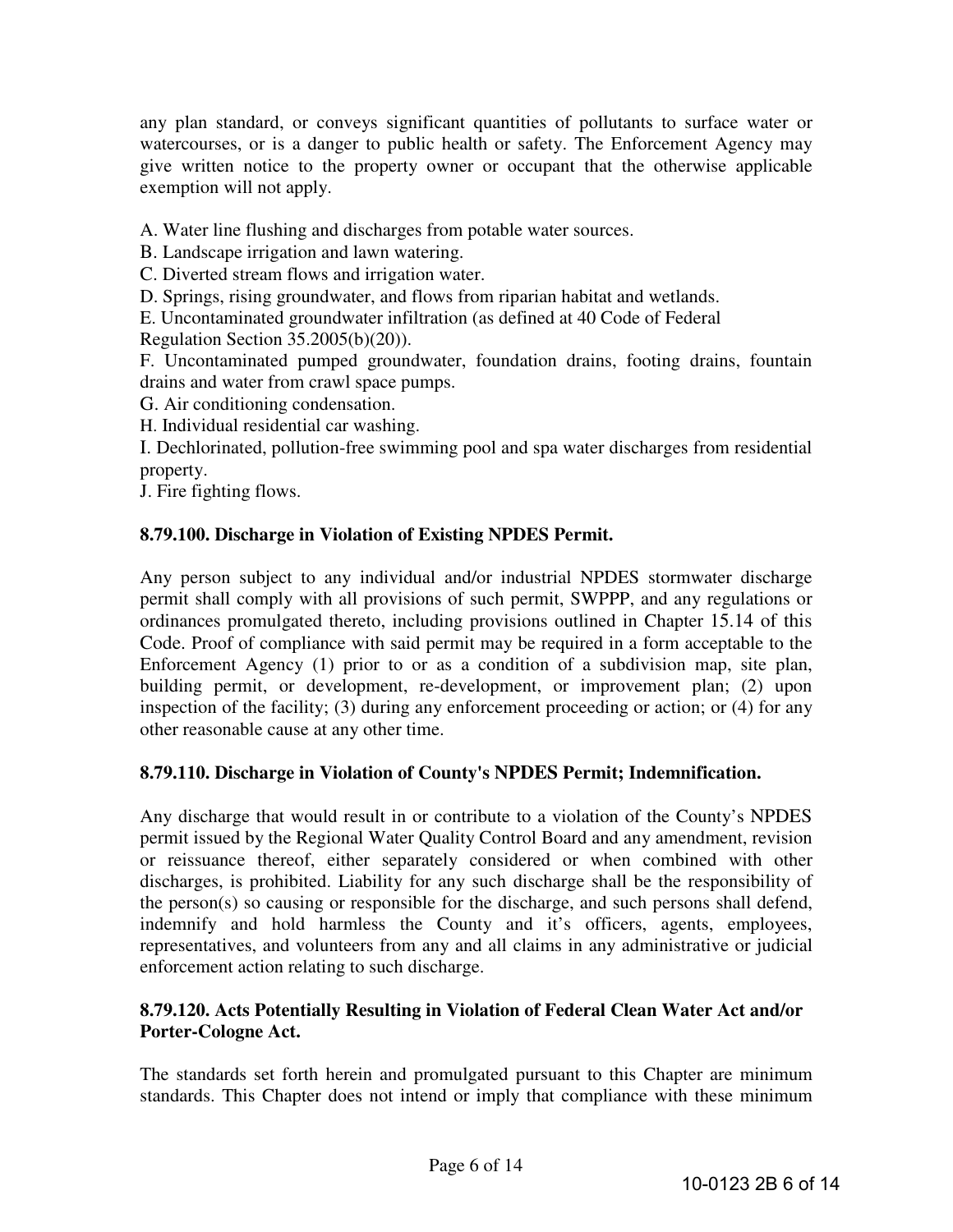any plan standard, or conveys significant quantities of pollutants to surface water or watercourses, or is a danger to public health or safety. The Enforcement Agency may give written notice to the property owner or occupant that the otherwise applicable exemption will not apply.

A. Water line flushing and discharges from potable water sources.

B. Landscape irrigation and lawn watering.

C. Diverted stream flows and irrigation water.

D. Springs, rising groundwater, and flows from riparian habitat and wetlands.

E. Uncontaminated groundwater infiltration (as defined at 40 Code of Federal Regulation Section 35.2005(b)(20)).

F. Uncontaminated pumped groundwater, foundation drains, footing drains, fountain drains and water from crawl space pumps.

G. Air conditioning condensation.

H. Individual residential car washing.

I. Dechlorinated, pollution-free swimming pool and spa water discharges from residential property.

J. Fire fighting flows.

**8.79.100. Discharge in Violation of Existing NPDES Permit.**

Any person subject to any individual and/or industrial NPDES stormwater discharge permit shall comply with all provisions of such permit, SWPPP, and any regulations or ordinances promulgated thereto, including provisions outlined in Chapter 15.14 of this Code. Proof of compliance with said permit may be required in a form acceptable to the Enforcement Agency (1) prior to or as a condition of a subdivision map, site plan, building permit, or development, re-development, or improvement plan; (2) upon inspection of the facility; (3) during any enforcement proceeding or action; or (4) for any other reasonable cause at any other time.

**8.79.110. Discharge in Violation of County's NPDES Permit; Indemnification.**

Any discharge that would result in or contribute to a violation of the County's NPDES permit issued by the Regional Water Quality Control Board and any amendment, revision or reissuance thereof, either separately considered or when combined with other discharges, is prohibited. Liability for any such discharge shall be the responsibility of the person(s) so causing or responsible for the discharge, and such persons shall defend, indemnify and hold harmless the County and it's officers, agents, employees, representatives, and volunteers from any and all claims in any administrative or judicial enforcement action relating to such discharge.

**8.79.120. Acts Potentially Resulting in Violation of Federal Clean Water Act and/or Porter-Cologne Act.**

The standards set forth herein and promulgated pursuant to this Chapter are minimum standards. This Chapter does not intend or imply that compliance with these minimum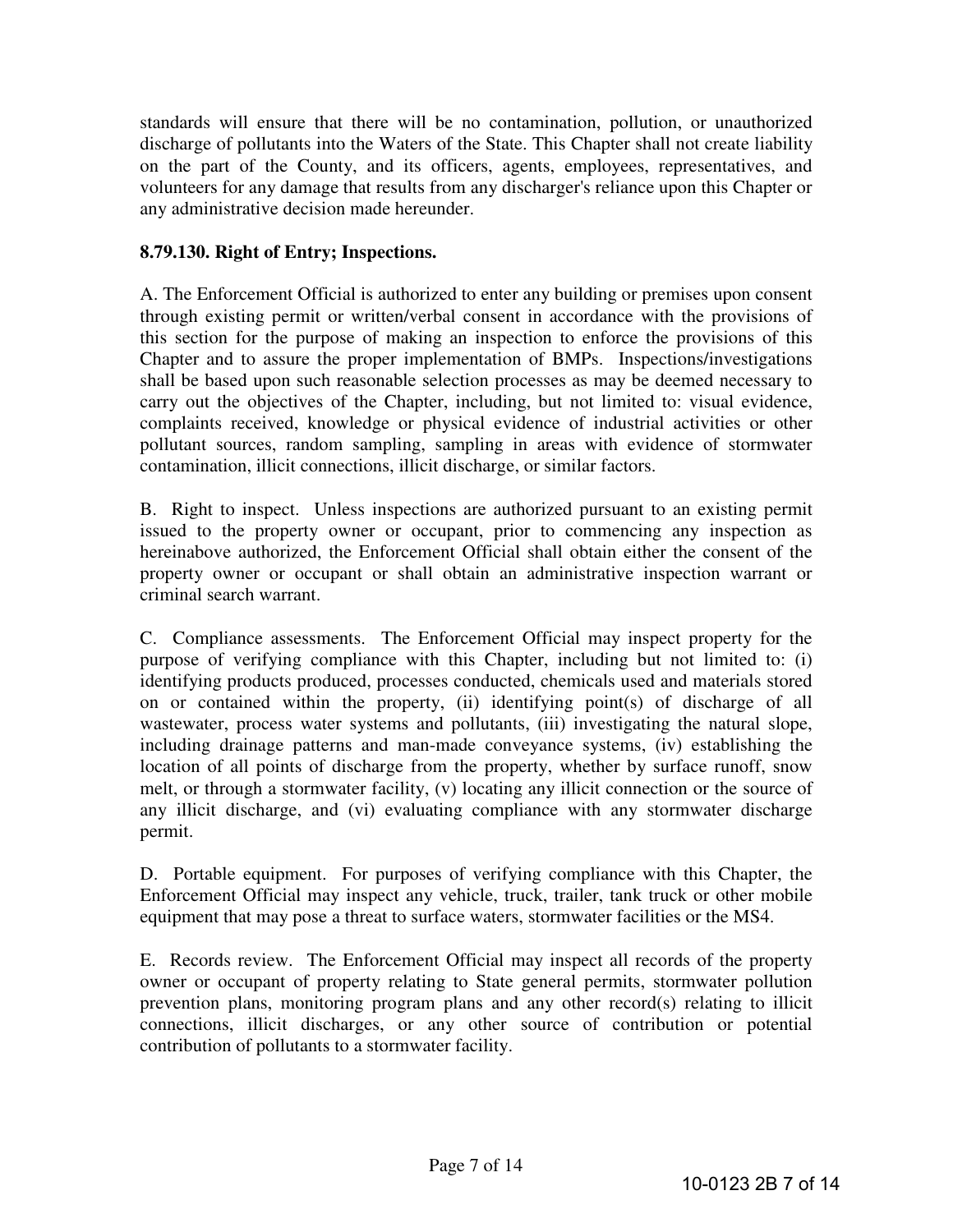standards will ensure that there will be no contamination, pollution, or unauthorized discharge of pollutants into the Waters of the State. This Chapter shall not create liability on the part of the County, and its officers, agents, employees, representatives, and volunteers for any damage that results from any discharger's reliance upon this Chapter or any administrative decision made hereunder.

**8.79.130. Right of Entry; Inspections.**

A. The Enforcement Official is authorized to enter any building or premises upon consent through existing permit or written/verbal consent in accordance with the provisions of this section for the purpose of making an inspection to enforce the provisions of this Chapter and to assure the proper implementation of BMPs. Inspections/investigations shall be based upon such reasonable selection processes as may be deemed necessary to carry out the objectives of the Chapter, including, but not limited to: visual evidence, complaints received, knowledge or physical evidence of industrial activities or other pollutant sources, random sampling, sampling in areas with evidence of stormwater contamination, illicit connections, illicit discharge, or similar factors.

B. Right to inspect. Unless inspections are authorized pursuant to an existing permit issued to the property owner or occupant, prior to commencing any inspection as hereinabove authorized, the Enforcement Official shall obtain either the consent of the property owner or occupant or shall obtain an administrative inspection warrant or criminal search warrant.

C. Compliance assessments. The Enforcement Official may inspect property for the purpose of verifying compliance with this Chapter, including but not limited to: (i) identifying products produced, processes conducted, chemicals used and materials stored on or contained within the property, (ii) identifying point(s) of discharge of all wastewater, process water systems and pollutants, (iii) investigating the natural slope, including drainage patterns and man-made conveyance systems, (iv) establishing the location of all points of discharge from the property, whether by surface runoff, snow melt, or through a stormwater facility, (v) locating any illicit connection or the source of any illicit discharge, and (vi) evaluating compliance with any stormwater discharge permit.

D. Portable equipment. For purposes of verifying compliance with this Chapter, the Enforcement Official may inspect any vehicle, truck, trailer, tank truck or other mobile equipment that may pose a threat to surface waters, stormwater facilities or the MS4.

E. Records review. The Enforcement Official may inspect all records of the property owner or occupant of property relating to State general permits, stormwater pollution prevention plans, monitoring program plans and any other record(s) relating to illicit connections, illicit discharges, or any other source of contribution or potential contribution of pollutants to a stormwater facility.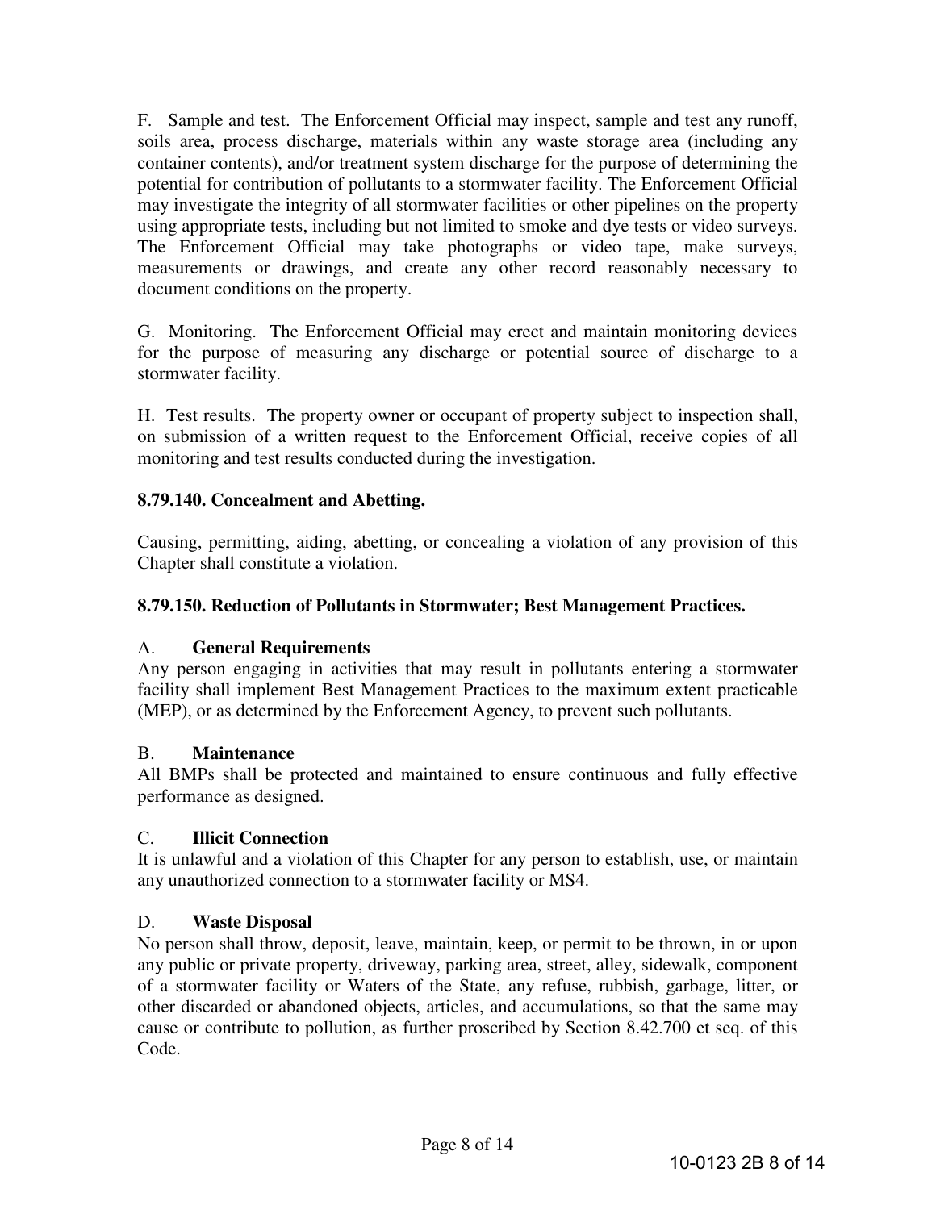F. Sample and test. The Enforcement Official may inspect, sample and test any runoff, soils area, process discharge, materials within any waste storage area (including any container contents), and/or treatment system discharge for the purpose of determining the potential for contribution of pollutants to a stormwater facility. The Enforcement Official may investigate the integrity of all stormwater facilities or other pipelines on the property using appropriate tests, including but not limited to smoke and dye tests or video surveys. The Enforcement Official may take photographs or video tape, make surveys, measurements or drawings, and create any other record reasonably necessary to document conditions on the property.

G. Monitoring. The Enforcement Official may erect and maintain monitoring devices for the purpose of measuring any discharge or potential source of discharge to a stormwater facility.

H. Test results. The property owner or occupant of property subject to inspection shall, on submission of a written request to the Enforcement Official, receive copies of all monitoring and test results conducted during the investigation.

**8.79.140. Concealment and Abetting.**

Causing, permitting, aiding, abetting, or concealing a violation of any provision of this Chapter shall constitute a violation.

**8.79.150. Reduction of Pollutants in Stormwater; Best Management Practices.**

A. **General Requirements**

Any person engaging in activities that may result in pollutants entering a stormwater facility shall implement Best Management Practices to the maximum extent practicable (MEP), or as determined by the Enforcement Agency, to prevent such pollutants.

B. **Maintenance**

All BMPs shall be protected and maintained to ensure continuous and fully effective performance as designed.

C. **Illicit Connection**

It is unlawful and a violation of this Chapter for any person to establish, use, or maintain any unauthorized connection to a stormwater facility or MS4.

D. **Waste Disposal**

No person shall throw, deposit, leave, maintain, keep, or permit to be thrown, in or upon any public or private property, driveway, parking area, street, alley, sidewalk, component of a stormwater facility or Waters of the State, any refuse, rubbish, garbage, litter, or other discarded or abandoned objects, articles, and accumulations, so that the same may cause or contribute to pollution, as further proscribed by Section 8.42.700 et seq. of this Code.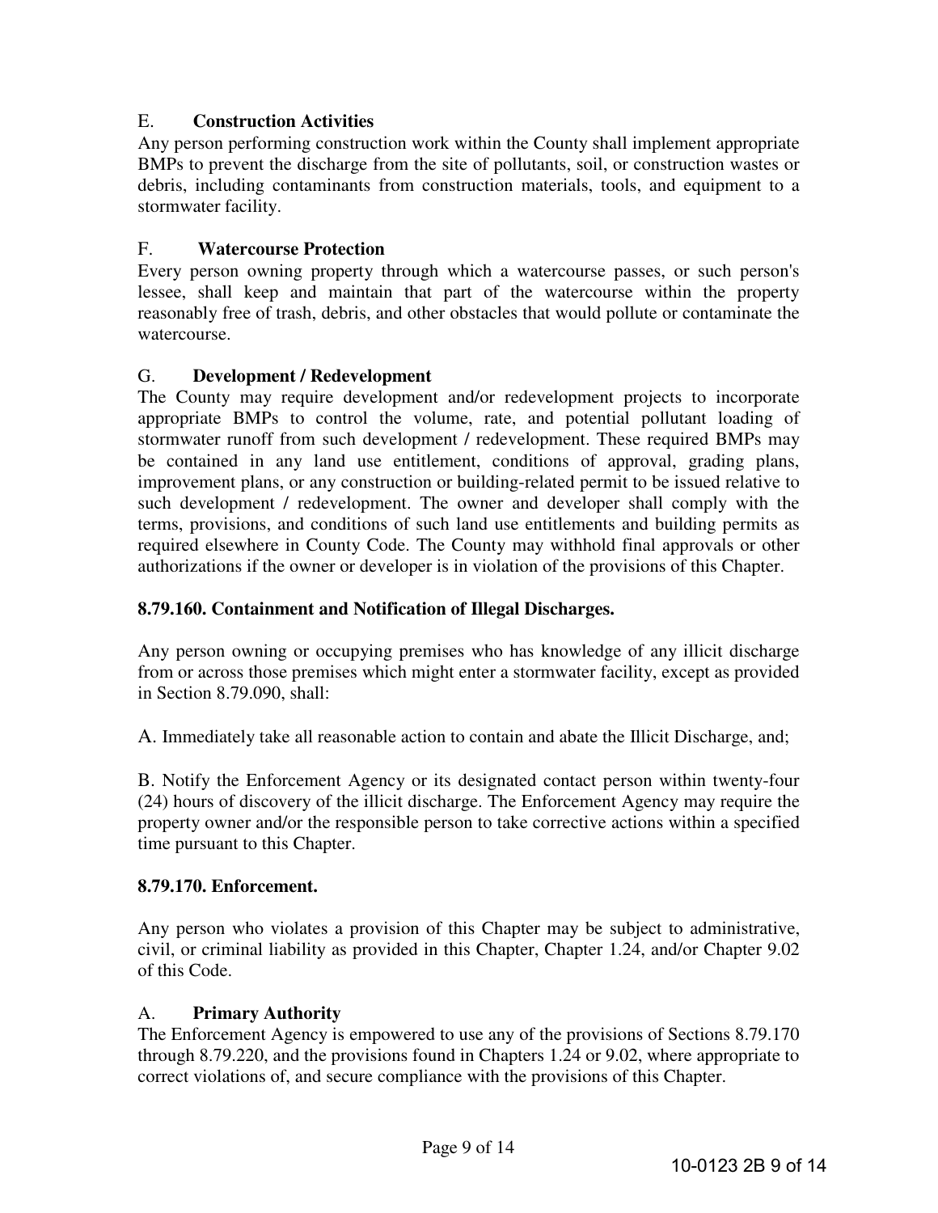E. **Construction Activities**
Any person performing construction work within the County shall implement appropriate BMPs to prevent the discharge from the site of pollutants, soil, or construction wastes or debris, including contaminants from construction materials, tools, and equipment to a stormwater facility.

F. **Watercourse Protection**
Every person owning property through which a watercourse passes, or such person's lessee, shall keep and maintain that part of the watercourse within the property reasonably free of trash, debris, and other obstacles that would pollute or contaminate the watercourse.

G. **Development / Redevelopment**
The County may require development and/or redevelopment projects to incorporate appropriate BMPs to control the volume, rate, and potential pollutant loading of stormwater runoff from such development / redevelopment. These required BMPs may be contained in any land use entitlement, conditions of approval, grading plans, improvement plans, or any construction or building-related permit to be issued relative to such development / redevelopment. The owner and developer shall comply with the terms, provisions, and conditions of such land use entitlements and building permits as required elsewhere in County Code. The County may withhold final approvals or other authorizations if the owner or developer is in violation of the provisions of this Chapter.

**8.79.160. Containment and Notification of Illegal Discharges.**

Any person owning or occupying premises who has knowledge of any illicit discharge from or across those premises which might enter a stormwater facility, except as provided in Section 8.79.090, shall:

A. Immediately take all reasonable action to contain and abate the Illicit Discharge, and;

B. Notify the Enforcement Agency or its designated contact person within twenty-four (24) hours of discovery of the illicit discharge. The Enforcement Agency may require the property owner and/or the responsible person to take corrective actions within a specified time pursuant to this Chapter.

**8.79.170. Enforcement.**

Any person who violates a provision of this Chapter may be subject to administrative, civil, or criminal liability as provided in this Chapter, Chapter 1.24, and/or Chapter 9.02 of this Code.

A. **Primary Authority**
The Enforcement Agency is empowered to use any of the provisions of Sections 8.79.170 through 8.79.220, and the provisions found in Chapters 1.24 or 9.02, where appropriate to correct violations of, and secure compliance with the provisions of this Chapter.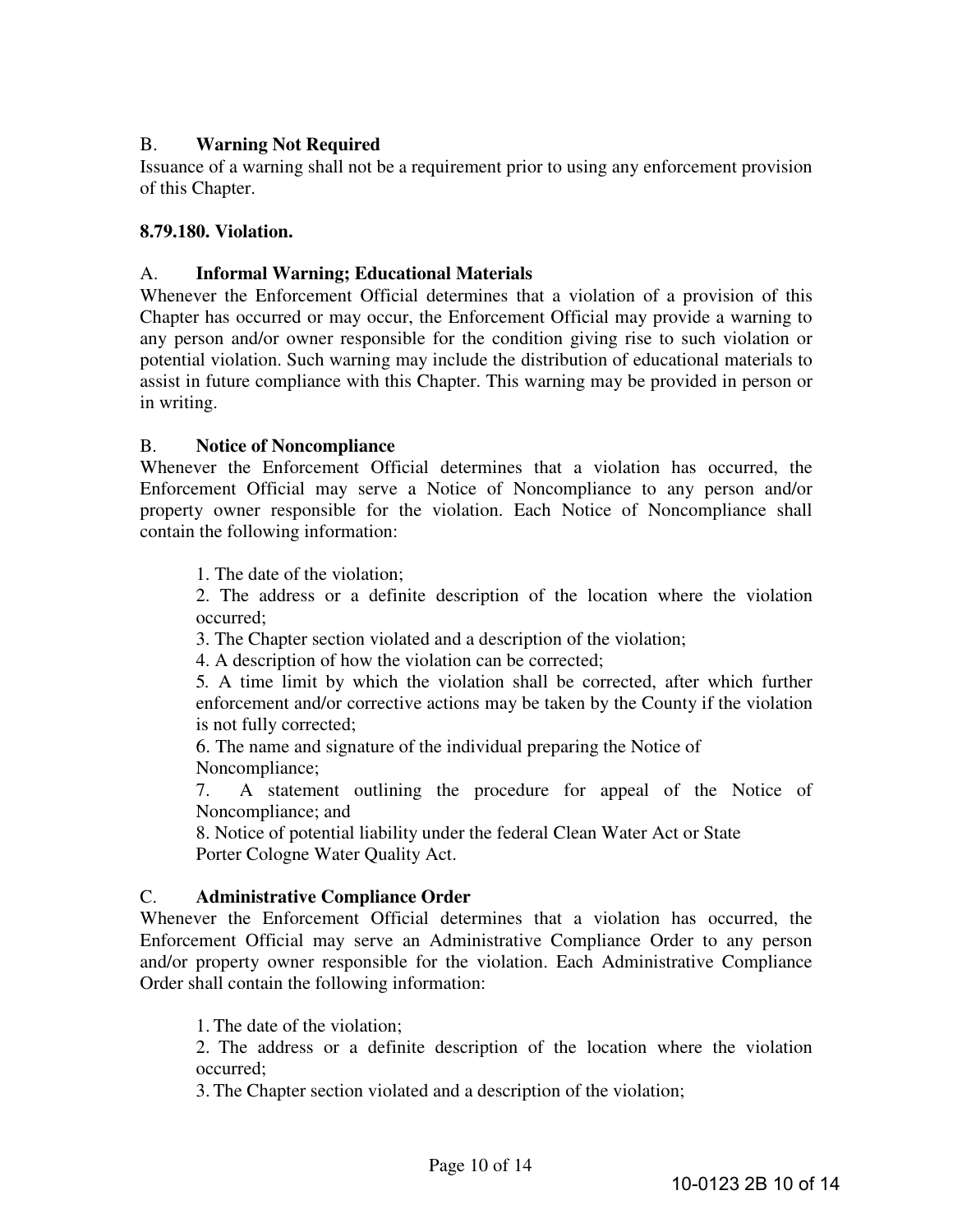B. **Warning Not Required**

Issuance of a warning shall not be a requirement prior to using any enforcement provision of this Chapter.

**8.79.180. Violation.**

A. **Informal Warning; Educational Materials**

Whenever the Enforcement Official determines that a violation of a provision of this Chapter has occurred or may occur, the Enforcement Official may provide a warning to any person and/or owner responsible for the condition giving rise to such violation or potential violation. Such warning may include the distribution of educational materials to assist in future compliance with this Chapter. This warning may be provided in person or in writing.

B. **Notice of Noncompliance**

Whenever the Enforcement Official determines that a violation has occurred, the Enforcement Official may serve a Notice of Noncompliance to any person and/or property owner responsible for the violation. Each Notice of Noncompliance shall contain the following information:

1. The date of the violation;
2. The address or a definite description of the location where the violation occurred;
3. The Chapter section violated and a description of the violation;
4. A description of how the violation can be corrected;
5. A time limit by which the violation shall be corrected, after which further enforcement and/or corrective actions may be taken by the County if the violation is not fully corrected;
6. The name and signature of the individual preparing the Notice of Noncompliance;
7. A statement outlining the procedure for appeal of the Notice of Noncompliance; and
8. Notice of potential liability under the federal Clean Water Act or State Porter Cologne Water Quality Act.

C. **Administrative Compliance Order**

Whenever the Enforcement Official determines that a violation has occurred, the Enforcement Official may serve an Administrative Compliance Order to any person and/or property owner responsible for the violation. Each Administrative Compliance Order shall contain the following information:

1. The date of the violation;
2. The address or a definite description of the location where the violation occurred;
3. The Chapter section violated and a description of the violation;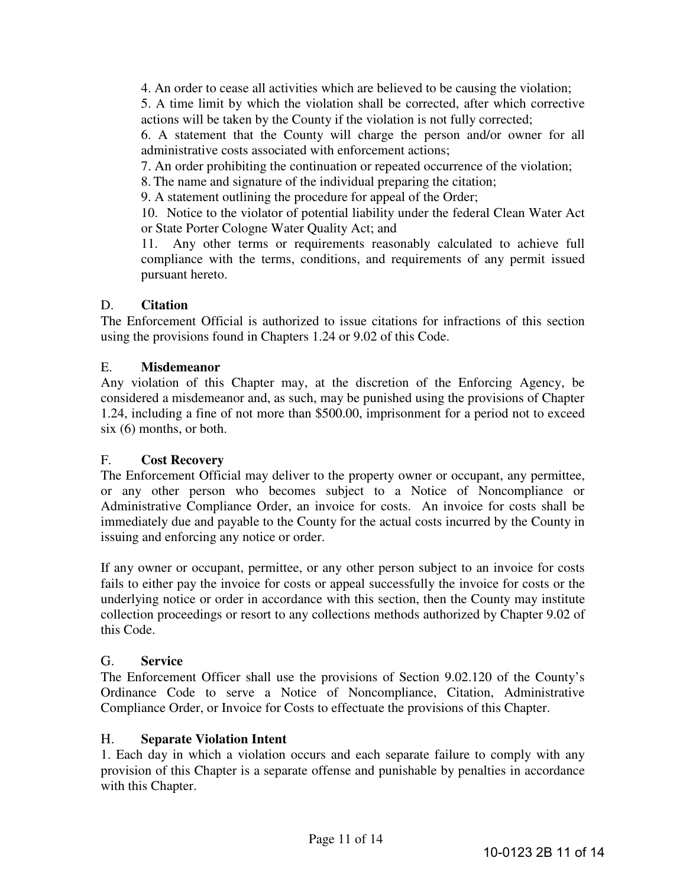4. An order to cease all activities which are believed to be causing the violation;
5. A time limit by which the violation shall be corrected, after which corrective actions will be taken by the County if the violation is not fully corrected;
6. A statement that the County will charge the person and/or owner for all administrative costs associated with enforcement actions;
7. An order prohibiting the continuation or repeated occurrence of the violation;
8. The name and signature of the individual preparing the citation;
9. A statement outlining the procedure for appeal of the Order;
10. Notice to the violator of potential liability under the federal Clean Water Act or State Porter Cologne Water Quality Act; and
11. Any other terms or requirements reasonably calculated to achieve full compliance with the terms, conditions, and requirements of any permit issued pursuant hereto.

D. **Citation**

The Enforcement Official is authorized to issue citations for infractions of this section using the provisions found in Chapters 1.24 or 9.02 of this Code.

E. **Misdemeanor**

Any violation of this Chapter may, at the discretion of the Enforcing Agency, be considered a misdemeanor and, as such, may be punished using the provisions of Chapter 1.24, including a fine of not more than $500.00, imprisonment for a period not to exceed six (6) months, or both.

F. **Cost Recovery**

The Enforcement Official may deliver to the property owner or occupant, any permittee, or any other person who becomes subject to a Notice of Noncompliance or Administrative Compliance Order, an invoice for costs. An invoice for costs shall be immediately due and payable to the County for the actual costs incurred by the County in issuing and enforcing any notice or order.

If any owner or occupant, permittee, or any other person subject to an invoice for costs fails to either pay the invoice for costs or appeal successfully the invoice for costs or the underlying notice or order in accordance with this section, then the County may institute collection proceedings or resort to any collections methods authorized by Chapter 9.02 of this Code.

G. **Service**

The Enforcement Officer shall use the provisions of Section 9.02.120 of the County's Ordinance Code to serve a Notice of Noncompliance, Citation, Administrative Compliance Order, or Invoice for Costs to effectuate the provisions of this Chapter.

H. **Separate Violation Intent**

1. Each day in which a violation occurs and each separate failure to comply with any provision of this Chapter is a separate offense and punishable by penalties in accordance with this Chapter.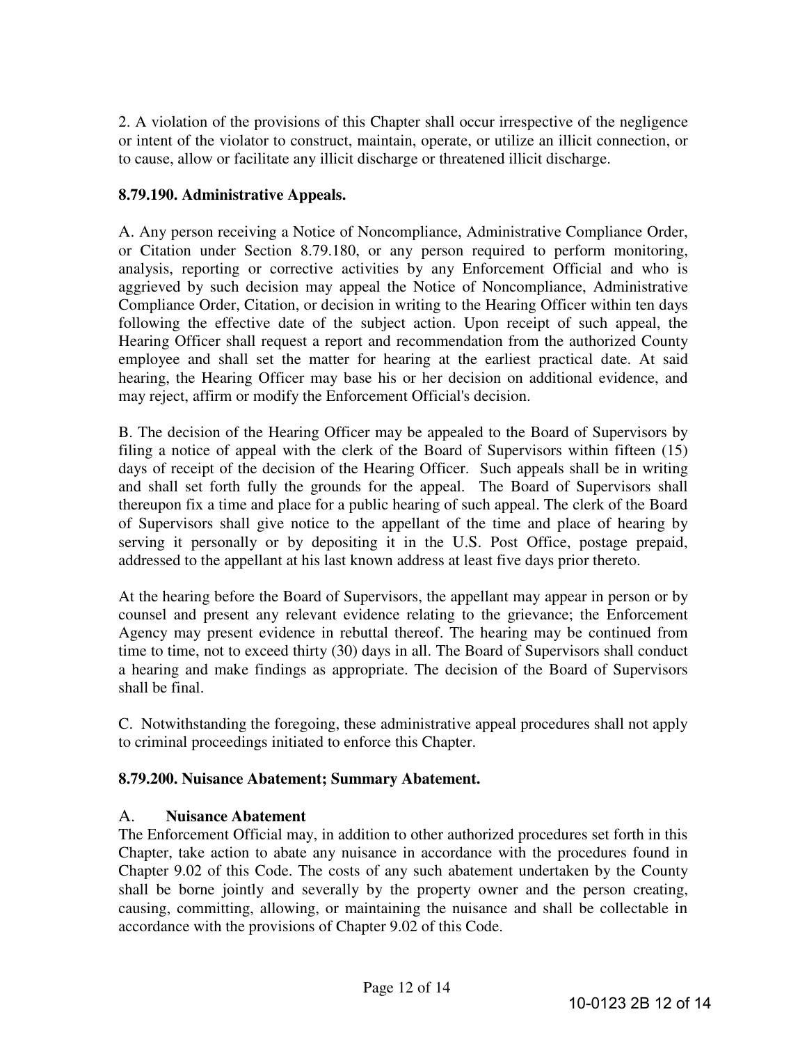2. A violation of the provisions of this Chapter shall occur irrespective of the negligence or intent of the violator to construct, maintain, operate, or utilize an illicit connection, or to cause, allow or facilitate any illicit discharge or threatened illicit discharge.

**8.79.190. Administrative Appeals.**

A. Any person receiving a Notice of Noncompliance, Administrative Compliance Order, or Citation under Section 8.79.180, or any person required to perform monitoring, analysis, reporting or corrective activities by any Enforcement Official and who is aggrieved by such decision may appeal the Notice of Noncompliance, Administrative Compliance Order, Citation, or decision in writing to the Hearing Officer within ten days following the effective date of the subject action. Upon receipt of such appeal, the Hearing Officer shall request a report and recommendation from the authorized County employee and shall set the matter for hearing at the earliest practical date. At said hearing, the Hearing Officer may base his or her decision on additional evidence, and may reject, affirm or modify the Enforcement Official's decision.

B. The decision of the Hearing Officer may be appealed to the Board of Supervisors by filing a notice of appeal with the clerk of the Board of Supervisors within fifteen (15) days of receipt of the decision of the Hearing Officer. Such appeals shall be in writing and shall set forth fully the grounds for the appeal. The Board of Supervisors shall thereupon fix a time and place for a public hearing of such appeal. The clerk of the Board of Supervisors shall give notice to the appellant of the time and place of hearing by serving it personally or by depositing it in the U.S. Post Office, postage prepaid, addressed to the appellant at his last known address at least five days prior thereto.

At the hearing before the Board of Supervisors, the appellant may appear in person or by counsel and present any relevant evidence relating to the grievance; the Enforcement Agency may present evidence in rebuttal thereof. The hearing may be continued from time to time, not to exceed thirty (30) days in all. The Board of Supervisors shall conduct a hearing and make findings as appropriate. The decision of the Board of Supervisors shall be final.

C. Notwithstanding the foregoing, these administrative appeal procedures shall not apply to criminal proceedings initiated to enforce this Chapter.

**8.79.200. Nuisance Abatement; Summary Abatement.**

A. **Nuisance Abatement**

The Enforcement Official may, in addition to other authorized procedures set forth in this Chapter, take action to abate any nuisance in accordance with the procedures found in Chapter 9.02 of this Code. The costs of any such abatement undertaken by the County shall be borne jointly and severally by the property owner and the person creating, causing, committing, allowing, or maintaining the nuisance and shall be collectable in accordance with the provisions of Chapter 9.02 of this Code.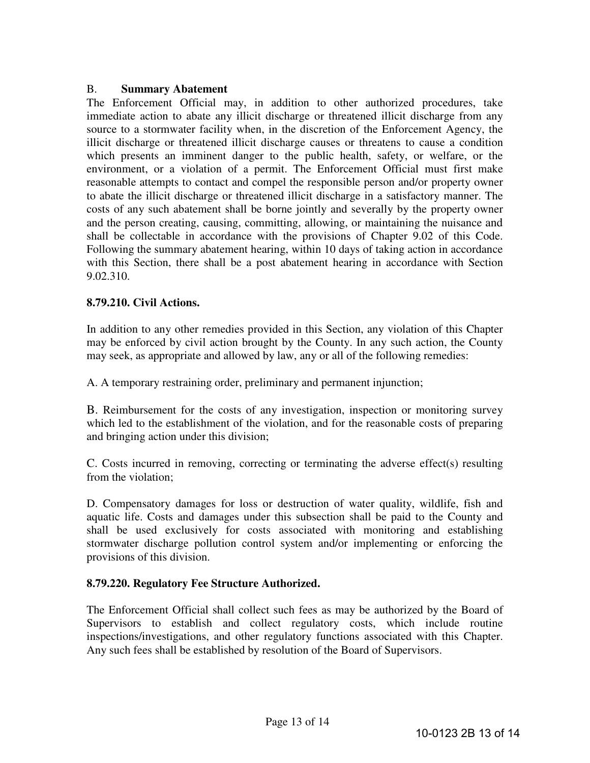B. **Summary Abatement**

The Enforcement Official may, in addition to other authorized procedures, take immediate action to abate any illicit discharge or threatened illicit discharge from any source to a stormwater facility when, in the discretion of the Enforcement Agency, the illicit discharge or threatened illicit discharge causes or threatens to cause a condition which presents an imminent danger to the public health, safety, or welfare, or the environment, or a violation of a permit. The Enforcement Official must first make reasonable attempts to contact and compel the responsible person and/or property owner to abate the illicit discharge or threatened illicit discharge in a satisfactory manner. The costs of any such abatement shall be borne jointly and severally by the property owner and the person creating, causing, committing, allowing, or maintaining the nuisance and shall be collectable in accordance with the provisions of Chapter 9.02 of this Code. Following the summary abatement hearing, within 10 days of taking action in accordance with this Section, there shall be a post abatement hearing in accordance with Section 9.02.310.

**8.79.210. Civil Actions.**

In addition to any other remedies provided in this Section, any violation of this Chapter may be enforced by civil action brought by the County. In any such action, the County may seek, as appropriate and allowed by law, any or all of the following remedies:

A. A temporary restraining order, preliminary and permanent injunction;

B. Reimbursement for the costs of any investigation, inspection or monitoring survey which led to the establishment of the violation, and for the reasonable costs of preparing and bringing action under this division;

C. Costs incurred in removing, correcting or terminating the adverse effect(s) resulting from the violation;

D. Compensatory damages for loss or destruction of water quality, wildlife, fish and aquatic life. Costs and damages under this subsection shall be paid to the County and shall be used exclusively for costs associated with monitoring and establishing stormwater discharge pollution control system and/or implementing or enforcing the provisions of this division.

**8.79.220. Regulatory Fee Structure Authorized.**

The Enforcement Official shall collect such fees as may be authorized by the Board of Supervisors to establish and collect regulatory costs, which include routine inspections/investigations, and other regulatory functions associated with this Chapter. Any such fees shall be established by resolution of the Board of Supervisors.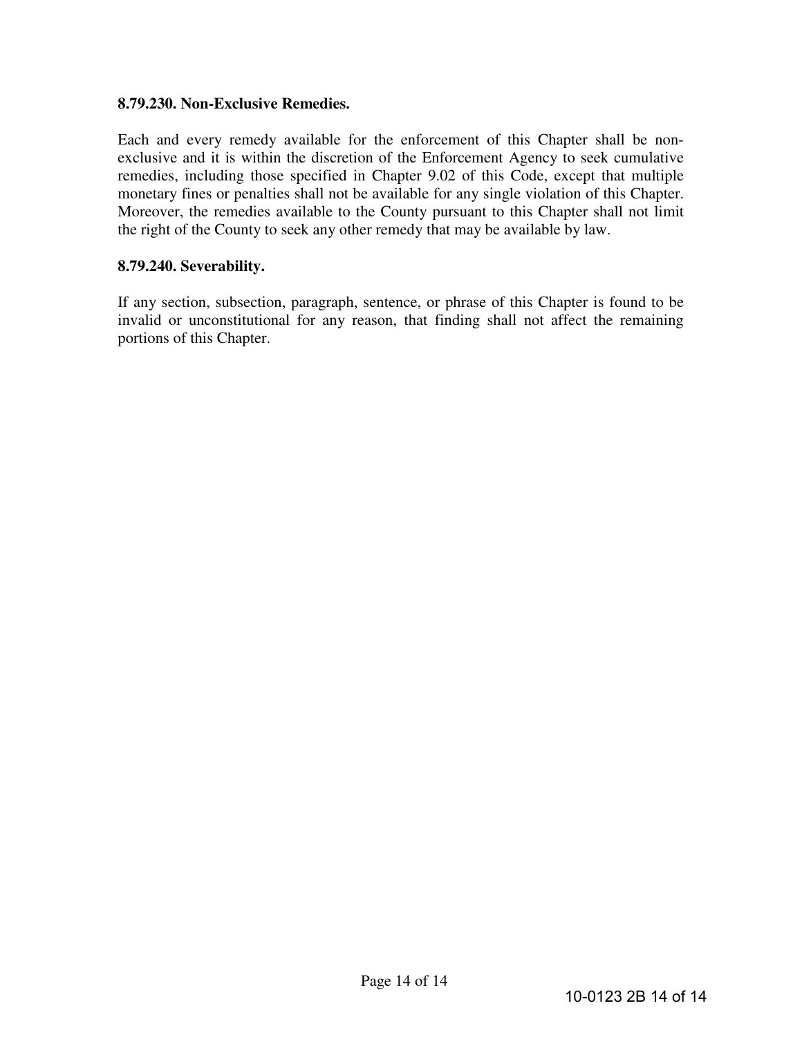**8.79.230. Non-Exclusive Remedies.**

Each and every remedy available for the enforcement of this Chapter shall be non-exclusive and it is within the discretion of the Enforcement Agency to seek cumulative remedies, including those specified in Chapter 9.02 of this Code, except that multiple monetary fines or penalties shall not be available for any single violation of this Chapter. Moreover, the remedies available to the County pursuant to this Chapter shall not limit the right of the County to seek any other remedy that may be available by law.

**8.79.240. Severability.**

If any section, subsection, paragraph, sentence, or phrase of this Chapter is found to be invalid or unconstitutional for any reason, that finding shall not affect the remaining portions of this Chapter.